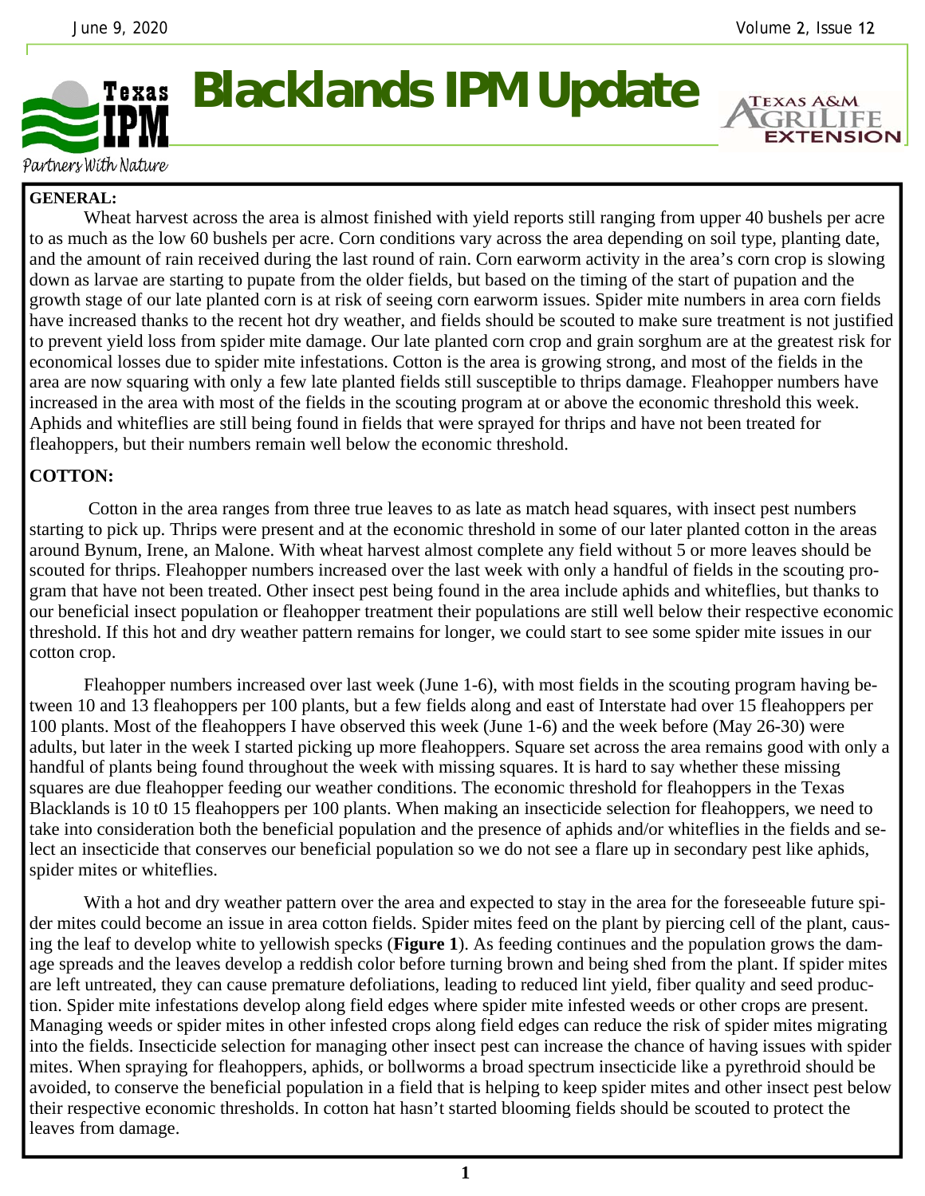# Blacklands IPM Update

Texas IPM — Partners With Nature

Texas A&M AgriLife Extension

**GENERAL:**

Wheat harvest across the area is almost finished with yield reports still ranging from upper 40 bushels per acre to as much as the low 60 bushels per acre. Corn conditions vary across the area depending on soil type, planting date, and the amount of rain received during the last round of rain. Corn earworm activity in the area's corn crop is slowing down as larvae are starting to pupate from the older fields, but based on the timing of the start of pupation and the growth stage of our late planted corn is at risk of seeing corn earworm issues. Spider mite numbers in area corn fields have increased thanks to the recent hot dry weather, and fields should be scouted to make sure treatment is not justified to prevent yield loss from spider mite damage. Our late planted corn crop and grain sorghum are at the greatest risk for economical losses due to spider mite infestations. Cotton is the area is growing strong, and most of the fields in the area are now squaring with only a few late planted fields still susceptible to thrips damage. Fleahopper numbers have increased in the area with most of the fields in the scouting program at or above the economic threshold this week. Aphids and whiteflies are still being found in fields that were sprayed for thrips and have not been treated for fleahoppers, but their numbers remain well below the economic threshold.

**COTTON:**

Cotton in the area ranges from three true leaves to as late as match head squares, with insect pest numbers starting to pick up. Thrips were present and at the economic threshold in some of our later planted cotton in the areas around Bynum, Irene, an Malone. With wheat harvest almost complete any field without 5 or more leaves should be scouted for thrips. Fleahopper numbers increased over the last week with only a handful of fields in the scouting program that have not been treated. Other insect pest being found in the area include aphids and whiteflies, but thanks to our beneficial insect population or fleahopper treatment their populations are still well below their respective economic threshold. If this hot and dry weather pattern remains for longer, we could start to see some spider mite issues in our cotton crop.

Fleahopper numbers increased over last week (June 1-6), with most fields in the scouting program having between 10 and 13 fleahoppers per 100 plants, but a few fields along and east of Interstate had over 15 fleahoppers per 100 plants. Most of the fleahoppers I have observed this week (June 1-6) and the week before (May 26-30) were adults, but later in the week I started picking up more fleahoppers. Square set across the area remains good with only a handful of plants being found throughout the week with missing squares. It is hard to say whether these missing squares are due fleahopper feeding our weather conditions. The economic threshold for fleahoppers in the Texas Blacklands is 10 t0 15 fleahoppers per 100 plants. When making an insecticide selection for fleahoppers, we need to take into consideration both the beneficial population and the presence of aphids and/or whiteflies in the fields and select an insecticide that conserves our beneficial population so we do not see a flare up in secondary pest like aphids, spider mites or whiteflies.

With a hot and dry weather pattern over the area and expected to stay in the area for the foreseeable future spider mites could become an issue in area cotton fields. Spider mites feed on the plant by piercing cell of the plant, causing the leaf to develop white to yellowish specks (**Figure 1**). As feeding continues and the population grows the damage spreads and the leaves develop a reddish color before turning brown and being shed from the plant. If spider mites are left untreated, they can cause premature defoliations, leading to reduced lint yield, fiber quality and seed production. Spider mite infestations develop along field edges where spider mite infested weeds or other crops are present. Managing weeds or spider mites in other infested crops along field edges can reduce the risk of spider mites migrating into the fields. Insecticide selection for managing other insect pest can increase the chance of having issues with spider mites. When spraying for fleahoppers, aphids, or bollworms a broad spectrum insecticide like a pyrethroid should be avoided, to conserve the beneficial population in a field that is helping to keep spider mites and other insect pest below their respective economic thresholds. In cotton hat hasn't started blooming fields should be scouted to protect the leaves from damage.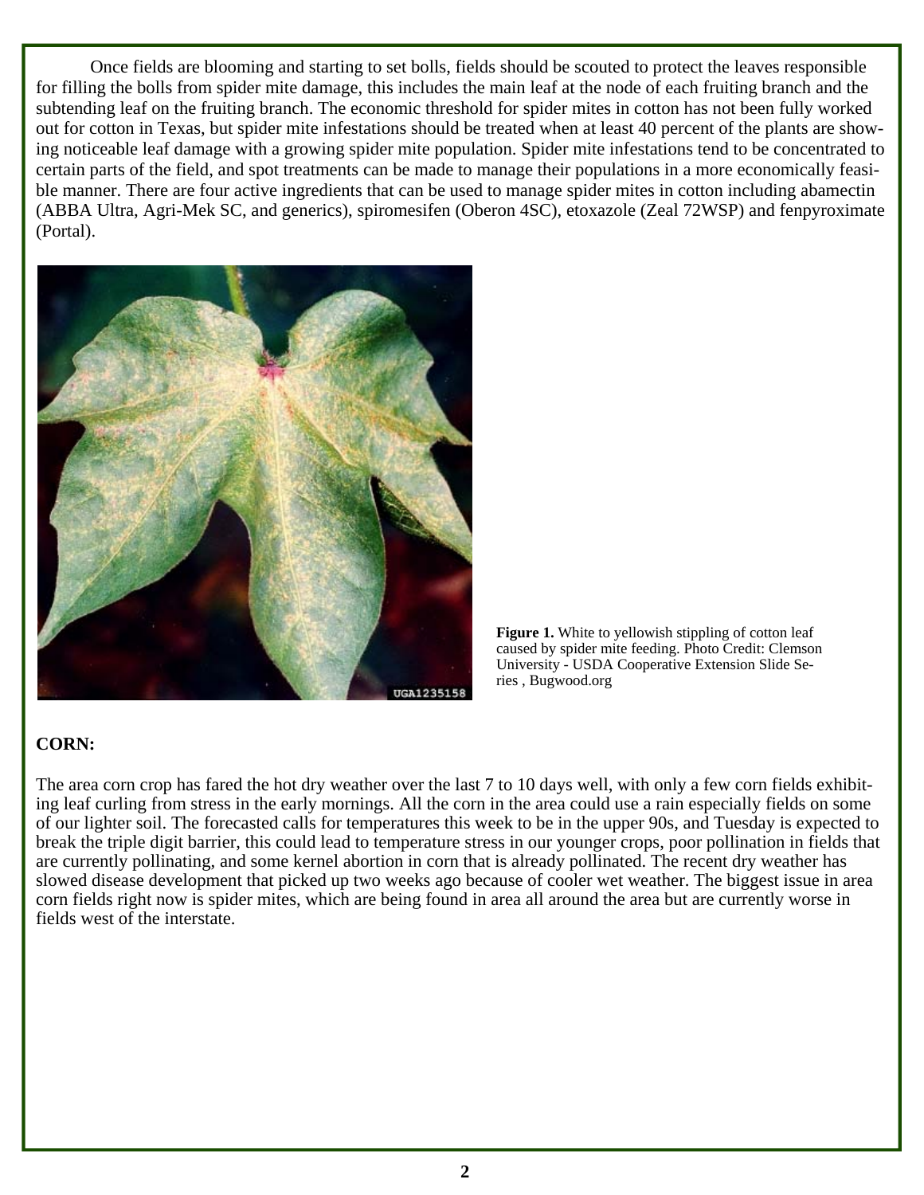Once fields are blooming and starting to set bolls, fields should be scouted to protect the leaves responsible for filling the bolls from spider mite damage, this includes the main leaf at the node of each fruiting branch and the subtending leaf on the fruiting branch. The economic threshold for spider mites in cotton has not been fully worked out for cotton in Texas, but spider mite infestations should be treated when at least 40 percent of the plants are showing noticeable leaf damage with a growing spider mite population. Spider mite infestations tend to be concentrated to certain parts of the field, and spot treatments can be made to manage their populations in a more economically feasible manner. There are four active ingredients that can be used to manage spider mites in cotton including abamectin (ABBA Ultra, Agri-Mek SC, and generics), spiromesifen (Oberon 4SC), etoxazole (Zeal 72WSP) and fenpyroximate (Portal).

**Figure 1.** White to yellowish stippling of cotton leaf caused by spider mite feeding. Photo Credit: Clemson University - USDA Cooperative Extension Slide Series , Bugwood.org

**CORN:**

The area corn crop has fared the hot dry weather over the last 7 to 10 days well, with only a few corn fields exhibiting leaf curling from stress in the early mornings. All the corn in the area could use a rain especially fields on some of our lighter soil. The forecasted calls for temperatures this week to be in the upper 90s, and Tuesday is expected to break the triple digit barrier, this could lead to temperature stress in our younger crops, poor pollination in fields that are currently pollinating, and some kernel abortion in corn that is already pollinated. The recent dry weather has slowed disease development that picked up two weeks ago because of cooler wet weather. The biggest issue in area corn fields right now is spider mites, which are being found in area all around the area but are currently worse in fields west of the interstate.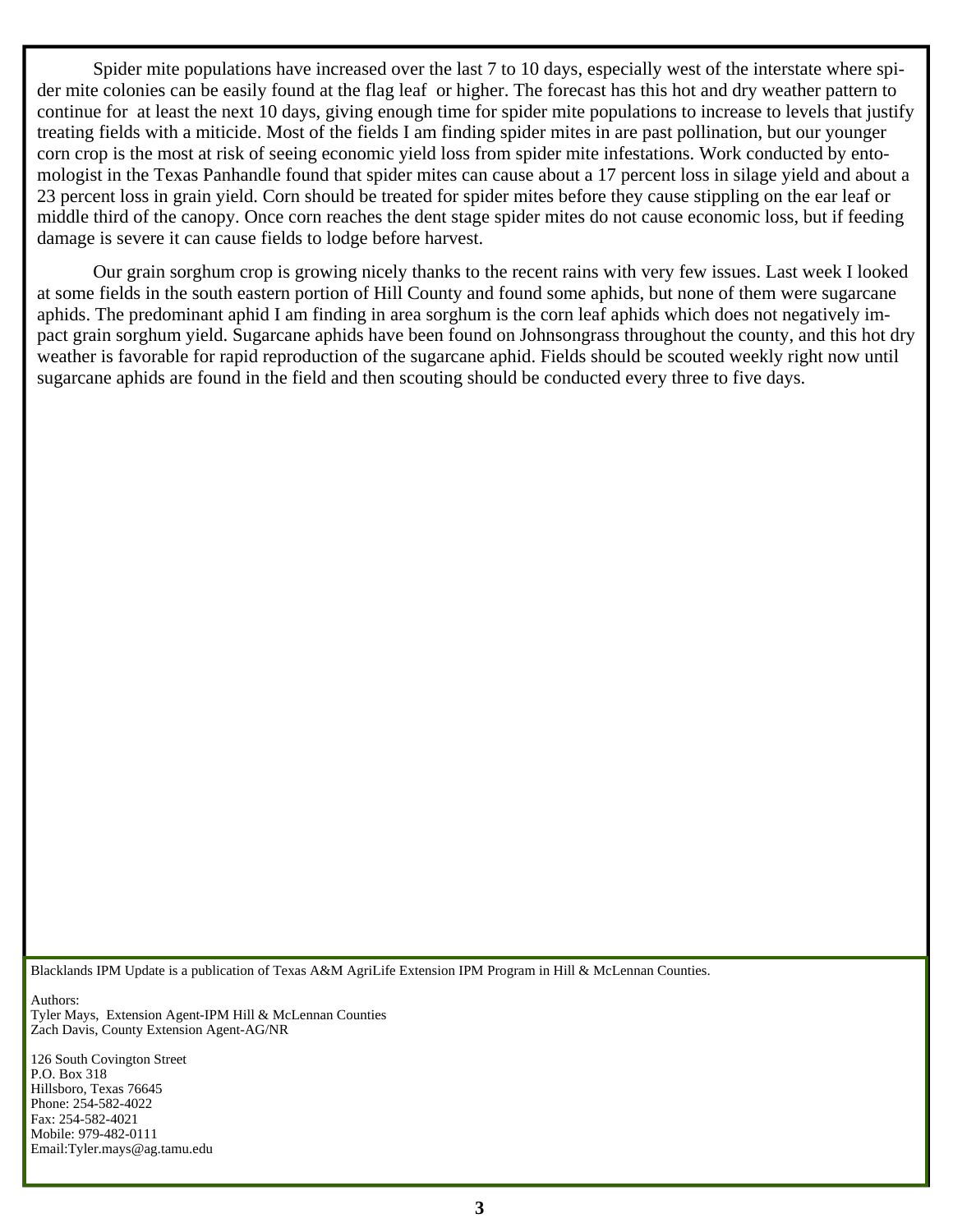Spider mite populations have increased over the last 7 to 10 days, especially west of the interstate where spider mite colonies can be easily found at the flag leaf or higher. The forecast has this hot and dry weather pattern to continue for at least the next 10 days, giving enough time for spider mite populations to increase to levels that justify treating fields with a miticide. Most of the fields I am finding spider mites in are past pollination, but our younger corn crop is the most at risk of seeing economic yield loss from spider mite infestations. Work conducted by entomologist in the Texas Panhandle found that spider mites can cause about a 17 percent loss in silage yield and about a 23 percent loss in grain yield. Corn should be treated for spider mites before they cause stippling on the ear leaf or middle third of the canopy. Once corn reaches the dent stage spider mites do not cause economic loss, but if feeding damage is severe it can cause fields to lodge before harvest.

Our grain sorghum crop is growing nicely thanks to the recent rains with very few issues. Last week I looked at some fields in the south eastern portion of Hill County and found some aphids, but none of them were sugarcane aphids. The predominant aphid I am finding in area sorghum is the corn leaf aphids which does not negatively impact grain sorghum yield. Sugarcane aphids have been found on Johnsongrass throughout the county, and this hot dry weather is favorable for rapid reproduction of the sugarcane aphid. Fields should be scouted weekly right now until sugarcane aphids are found in the field and then scouting should be conducted every three to five days.

Blacklands IPM Update is a publication of Texas A&M AgriLife Extension IPM Program in Hill & McLennan Counties.

Authors:
Tyler Mays, Extension Agent-IPM Hill & McLennan Counties
Zach Davis, County Extension Agent-AG/NR

126 South Covington Street
P.O. Box 318
Hillsboro, Texas 76645
Phone: 254-582-4022
Fax: 254-582-4021
Mobile: 979-482-0111
Email:Tyler.mays@ag.tamu.edu